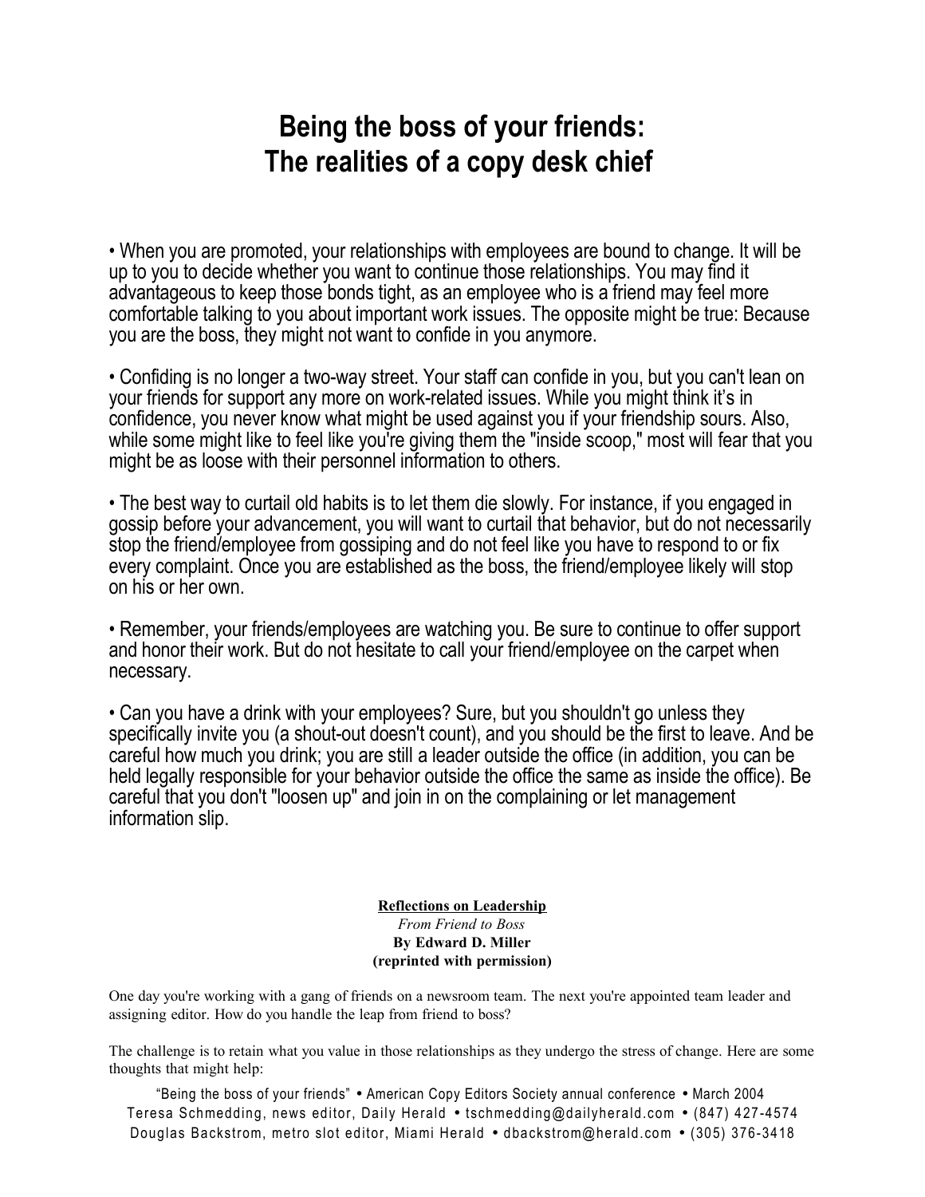# Being the boss of your friends:
# The realities of a copy desk chief

• When you are promoted, your relationships with employees are bound to change. It will be up to you to decide whether you want to continue those relationships. You may find it advantageous to keep those bonds tight, as an employee who is a friend may feel more comfortable talking to you about important work issues. The opposite might be true: Because you are the boss, they might not want to confide in you anymore.

• Confiding is no longer a two-way street. Your staff can confide in you, but you can't lean on your friends for support any more on work-related issues. While you might think it's in confidence, you never know what might be used against you if your friendship sours. Also, while some might like to feel like you're giving them the "inside scoop," most will fear that you might be as loose with their personnel information to others.

• The best way to curtail old habits is to let them die slowly. For instance, if you engaged in gossip before your advancement, you will want to curtail that behavior, but do not necessarily stop the friend/employee from gossiping and do not feel like you have to respond to or fix every complaint. Once you are established as the boss, the friend/employee likely will stop on his or her own.

• Remember, your friends/employees are watching you. Be sure to continue to offer support and honor their work. But do not hesitate to call your friend/employee on the carpet when necessary.

• Can you have a drink with your employees? Sure, but you shouldn't go unless they specifically invite you (a shout-out doesn't count), and you should be the first to leave. And be careful how much you drink; you are still a leader outside the office (in addition, you can be held legally responsible for your behavior outside the office the same as inside the office). Be careful that you don't "loosen up" and join in on the complaining or let management information slip.

**Reflections on Leadership**
*From Friend to Boss*
**By Edward D. Miller**
**(reprinted with permission)**

One day you're working with a gang of friends on a newsroom team. The next you're appointed team leader and assigning editor. How do you handle the leap from friend to boss?

The challenge is to retain what you value in those relationships as they undergo the stress of change. Here are some thoughts that might help: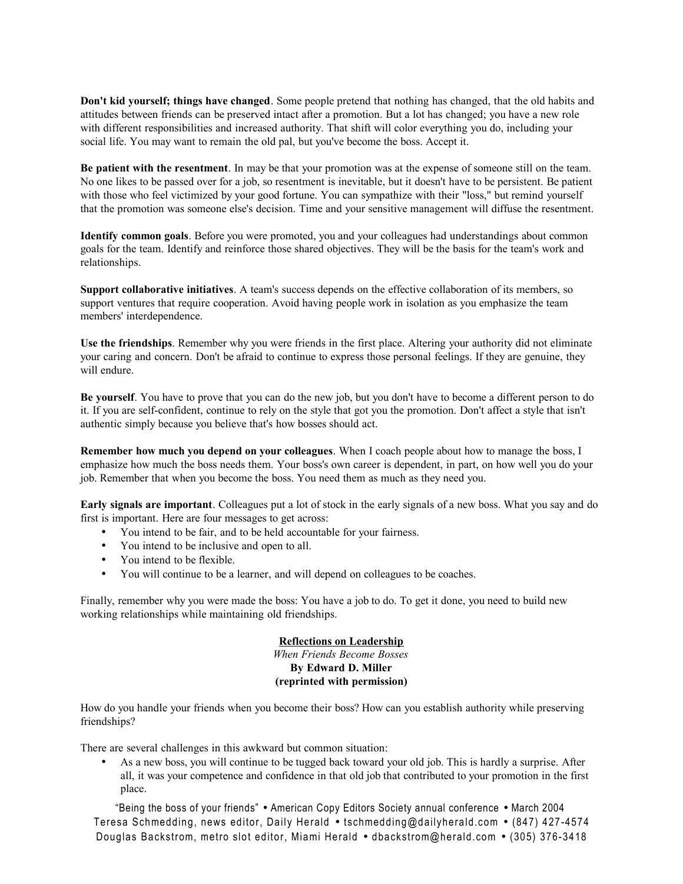**Don't kid yourself; things have changed**. Some people pretend that nothing has changed, that the old habits and attitudes between friends can be preserved intact after a promotion. But a lot has changed; you have a new role with different responsibilities and increased authority. That shift will color everything you do, including your social life. You may want to remain the old pal, but you've become the boss. Accept it.

**Be patient with the resentment**. In may be that your promotion was at the expense of someone still on the team. No one likes to be passed over for a job, so resentment is inevitable, but it doesn't have to be persistent. Be patient with those who feel victimized by your good fortune. You can sympathize with their "loss," but remind yourself that the promotion was someone else's decision. Time and your sensitive management will diffuse the resentment.

**Identify common goals**. Before you were promoted, you and your colleagues had understandings about common goals for the team. Identify and reinforce those shared objectives. They will be the basis for the team's work and relationships.

**Support collaborative initiatives**. A team's success depends on the effective collaboration of its members, so support ventures that require cooperation. Avoid having people work in isolation as you emphasize the team members' interdependence.

**Use the friendships**. Remember why you were friends in the first place. Altering your authority did not eliminate your caring and concern. Don't be afraid to continue to express those personal feelings. If they are genuine, they will endure.

**Be yourself**. You have to prove that you can do the new job, but you don't have to become a different person to do it. If you are self-confident, continue to rely on the style that got you the promotion. Don't affect a style that isn't authentic simply because you believe that's how bosses should act.

**Remember how much you depend on your colleagues**. When I coach people about how to manage the boss, I emphasize how much the boss needs them. Your boss's own career is dependent, in part, on how well you do your job. Remember that when you become the boss. You need them as much as they need you.

**Early signals are important**. Colleagues put a lot of stock in the early signals of a new boss. What you say and do first is important. Here are four messages to get across:

- You intend to be fair, and to be held accountable for your fairness.
- You intend to be inclusive and open to all.
- You intend to be flexible.
- You will continue to be a learner, and will depend on colleagues to be coaches.

Finally, remember why you were made the boss: You have a job to do. To get it done, you need to build new working relationships while maintaining old friendships.

## Reflections on Leadership

*When Friends Become Bosses*

**By Edward D. Miller**

**(reprinted with permission)**

How do you handle your friends when you become their boss? How can you establish authority while preserving friendships?

There are several challenges in this awkward but common situation:

- As a new boss, you will continue to be tugged back toward your old job. This is hardly a surprise. After all, it was your competence and confidence in that old job that contributed to your promotion in the first place.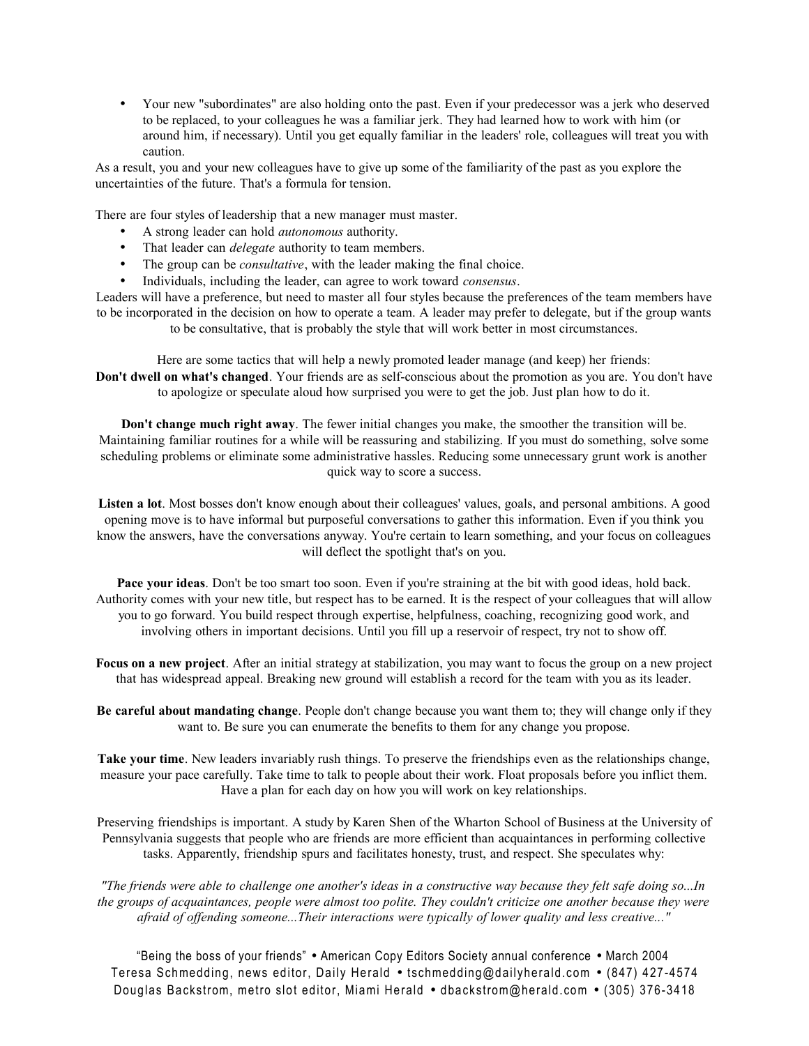- Your new "subordinates" are also holding onto the past. Even if your predecessor was a jerk who deserved to be replaced, to your colleagues he was a familiar jerk. They had learned how to work with him (or around him, if necessary). Until you get equally familiar in the leaders' role, colleagues will treat you with caution.

As a result, you and your new colleagues have to give up some of the familiarity of the past as you explore the uncertainties of the future. That's a formula for tension.

There are four styles of leadership that a new manager must master.

- A strong leader can hold *autonomous* authority.
- That leader can *delegate* authority to team members.
- The group can be *consultative*, with the leader making the final choice.
- Individuals, including the leader, can agree to work toward *consensus*.

Leaders will have a preference, but need to master all four styles because the preferences of the team members have to be incorporated in the decision on how to operate a team. A leader may prefer to delegate, but if the group wants to be consultative, that is probably the style that will work better in most circumstances.

Here are some tactics that will help a newly promoted leader manage (and keep) her friends:

**Don't dwell on what's changed**. Your friends are as self-conscious about the promotion as you are. You don't have to apologize or speculate aloud how surprised you were to get the job. Just plan how to do it.

**Don't change much right away**. The fewer initial changes you make, the smoother the transition will be. Maintaining familiar routines for a while will be reassuring and stabilizing. If you must do something, solve some scheduling problems or eliminate some administrative hassles. Reducing some unnecessary grunt work is another quick way to score a success.

**Listen a lot**. Most bosses don't know enough about their colleagues' values, goals, and personal ambitions. A good opening move is to have informal but purposeful conversations to gather this information. Even if you think you know the answers, have the conversations anyway. You're certain to learn something, and your focus on colleagues will deflect the spotlight that's on you.

**Pace your ideas**. Don't be too smart too soon. Even if you're straining at the bit with good ideas, hold back. Authority comes with your new title, but respect has to be earned. It is the respect of your colleagues that will allow you to go forward. You build respect through expertise, helpfulness, coaching, recognizing good work, and involving others in important decisions. Until you fill up a reservoir of respect, try not to show off.

**Focus on a new project**. After an initial strategy at stabilization, you may want to focus the group on a new project that has widespread appeal. Breaking new ground will establish a record for the team with you as its leader.

**Be careful about mandating change**. People don't change because you want them to; they will change only if they want to. Be sure you can enumerate the benefits to them for any change you propose.

**Take your time**. New leaders invariably rush things. To preserve the friendships even as the relationships change, measure your pace carefully. Take time to talk to people about their work. Float proposals before you inflict them. Have a plan for each day on how you will work on key relationships.

Preserving friendships is important. A study by Karen Shen of the Wharton School of Business at the University of Pennsylvania suggests that people who are friends are more efficient than acquaintances in performing collective tasks. Apparently, friendship spurs and facilitates honesty, trust, and respect. She speculates why:

*"The friends were able to challenge one another's ideas in a constructive way because they felt safe doing so...In the groups of acquaintances, people were almost too polite. They couldn't criticize one another because they were afraid of offending someone...Their interactions were typically of lower quality and less creative..."*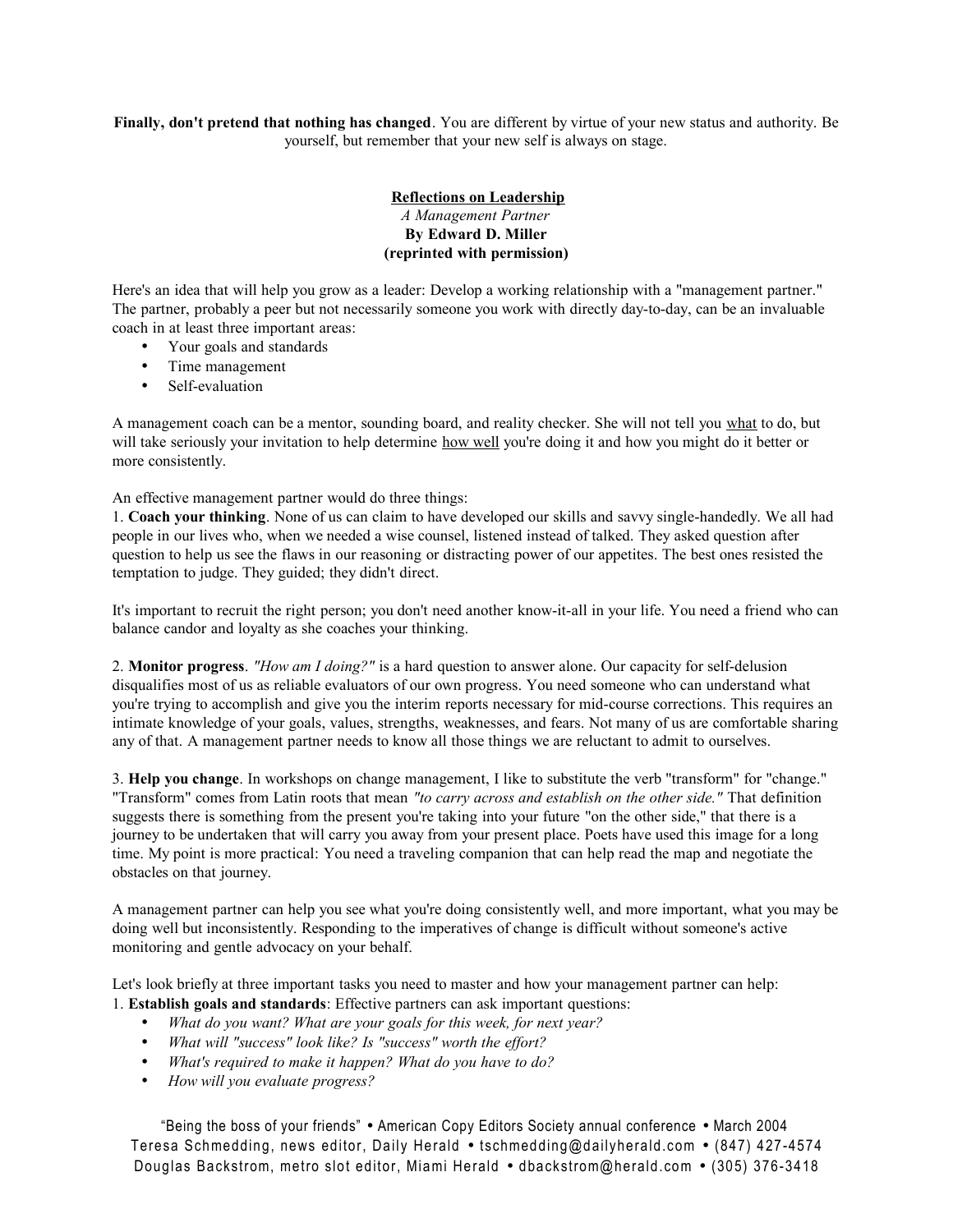**Finally, don't pretend that nothing has changed**. You are different by virtue of your new status and authority. Be yourself, but remember that your new self is always on stage.

## Reflections on Leadership

*A Management Partner*

**By Edward D. Miller**

**(reprinted with permission)**

Here's an idea that will help you grow as a leader: Develop a working relationship with a "management partner." The partner, probably a peer but not necessarily someone you work with directly day-to-day, can be an invaluable coach in at least three important areas:

- Your goals and standards
- Time management
- Self-evaluation

A management coach can be a mentor, sounding board, and reality checker. She will not tell you what to do, but will take seriously your invitation to help determine how well you're doing it and how you might do it better or more consistently.

An effective management partner would do three things:

1. **Coach your thinking**. None of us can claim to have developed our skills and savvy single-handedly. We all had people in our lives who, when we needed a wise counsel, listened instead of talked. They asked question after question to help us see the flaws in our reasoning or distracting power of our appetites. The best ones resisted the temptation to judge. They guided; they didn't direct.

It's important to recruit the right person; you don't need another know-it-all in your life. You need a friend who can balance candor and loyalty as she coaches your thinking.

2. **Monitor progress**. *"How am I doing?"* is a hard question to answer alone. Our capacity for self-delusion disqualifies most of us as reliable evaluators of our own progress. You need someone who can understand what you're trying to accomplish and give you the interim reports necessary for mid-course corrections. This requires an intimate knowledge of your goals, values, strengths, weaknesses, and fears. Not many of us are comfortable sharing any of that. A management partner needs to know all those things we are reluctant to admit to ourselves.

3. **Help you change**. In workshops on change management, I like to substitute the verb "transform" for "change." "Transform" comes from Latin roots that mean *"to carry across and establish on the other side."* That definition suggests there is something from the present you're taking into your future "on the other side," that there is a journey to be undertaken that will carry you away from your present place. Poets have used this image for a long time. My point is more practical: You need a traveling companion that can help read the map and negotiate the obstacles on that journey.

A management partner can help you see what you're doing consistently well, and more important, what you may be doing well but inconsistently. Responding to the imperatives of change is difficult without someone's active monitoring and gentle advocacy on your behalf.

Let's look briefly at three important tasks you need to master and how your management partner can help:

1. **Establish goals and standards**: Effective partners can ask important questions:
   - *What do you want? What are your goals for this week, for next year?*
   - *What will "success" look like? Is "success" worth the effort?*
   - *What's required to make it happen? What do you have to do?*
   - *How will you evaluate progress?*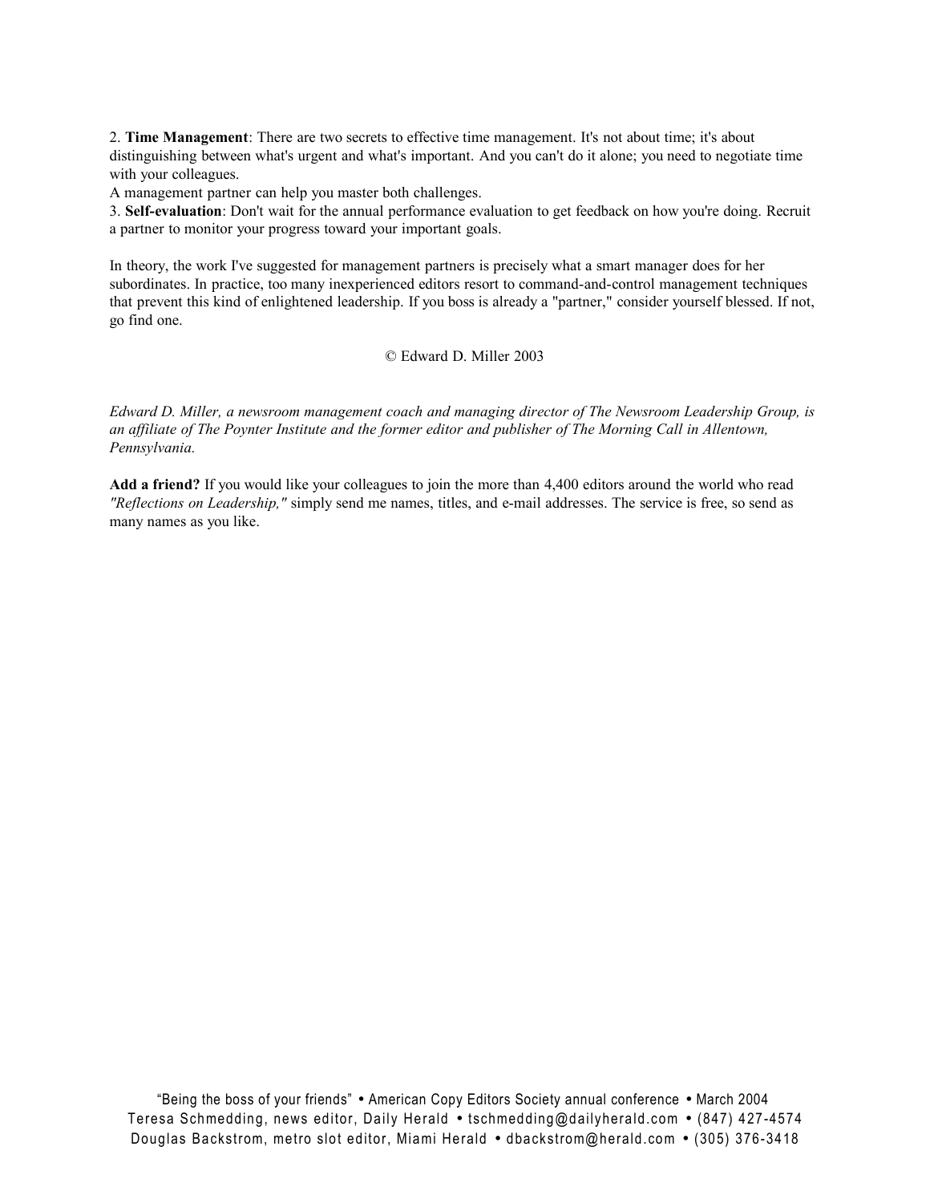2. **Time Management**: There are two secrets to effective time management. It's not about time; it's about distinguishing between what's urgent and what's important. And you can't do it alone; you need to negotiate time with your colleagues.
A management partner can help you master both challenges.
3. **Self-evaluation**: Don't wait for the annual performance evaluation to get feedback on how you're doing. Recruit a partner to monitor your progress toward your important goals.

In theory, the work I've suggested for management partners is precisely what a smart manager does for her subordinates. In practice, too many inexperienced editors resort to command-and-control management techniques that prevent this kind of enlightened leadership. If you boss is already a "partner," consider yourself blessed. If not, go find one.

© Edward D. Miller 2003

*Edward D. Miller, a newsroom management coach and managing director of The Newsroom Leadership Group, is an affiliate of The Poynter Institute and the former editor and publisher of The Morning Call in Allentown, Pennsylvania.*

**Add a friend?** If you would like your colleagues to join the more than 4,400 editors around the world who read *"Reflections on Leadership,"* simply send me names, titles, and e-mail addresses. The service is free, so send as many names as you like.